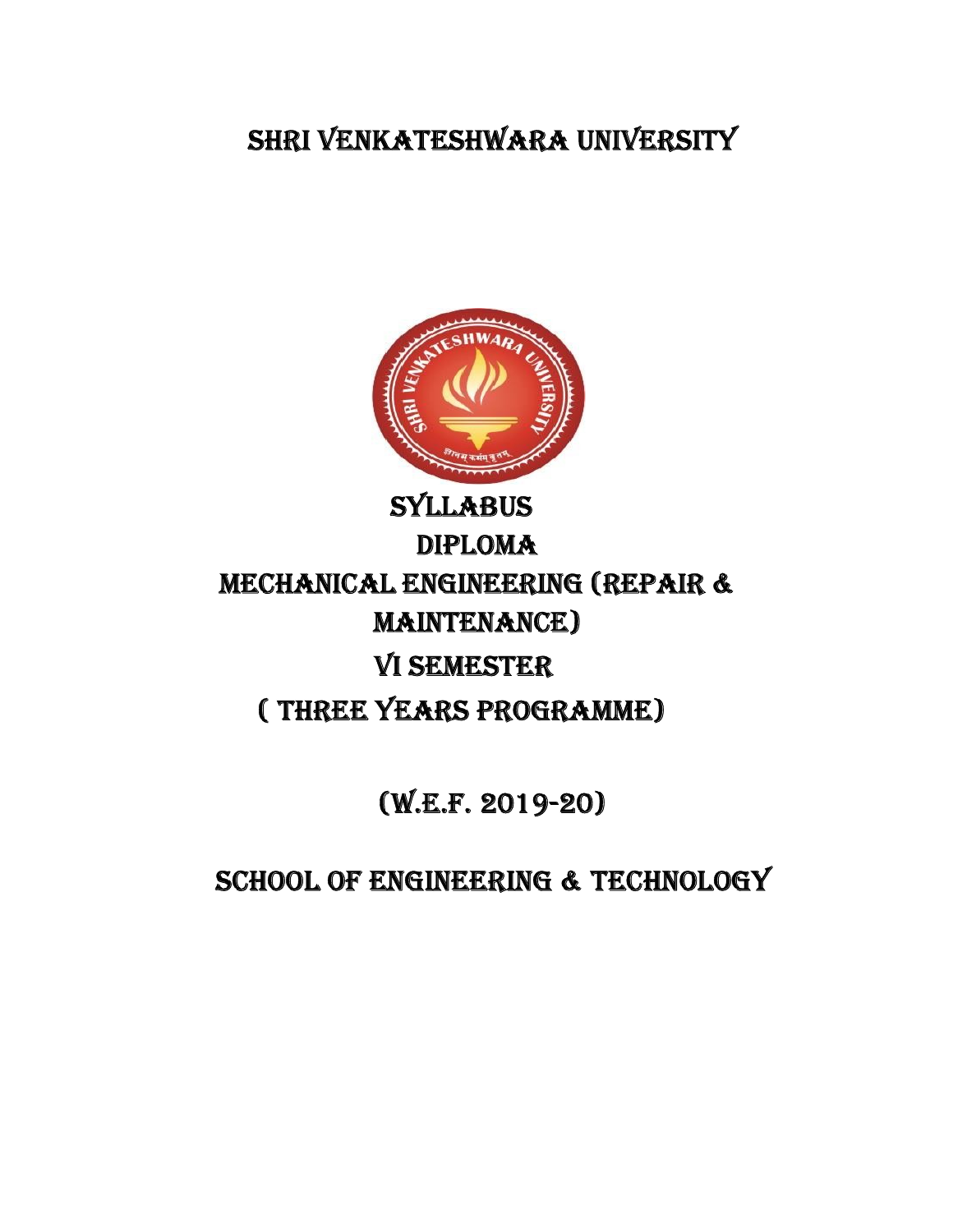# SHRI VENKATESHWARA UNIVERSITY

## SYLLABUS

## DIPLOMA

## MECHANICAL ENGINEERING (REPAIR & MAINTENANCE)

## VI SEMESTER

## ( THREE YEARS PROGRAMME)

## (W.E.F. 2019-20)

## SCHOOL OF ENGINEERING & TECHNOLOGY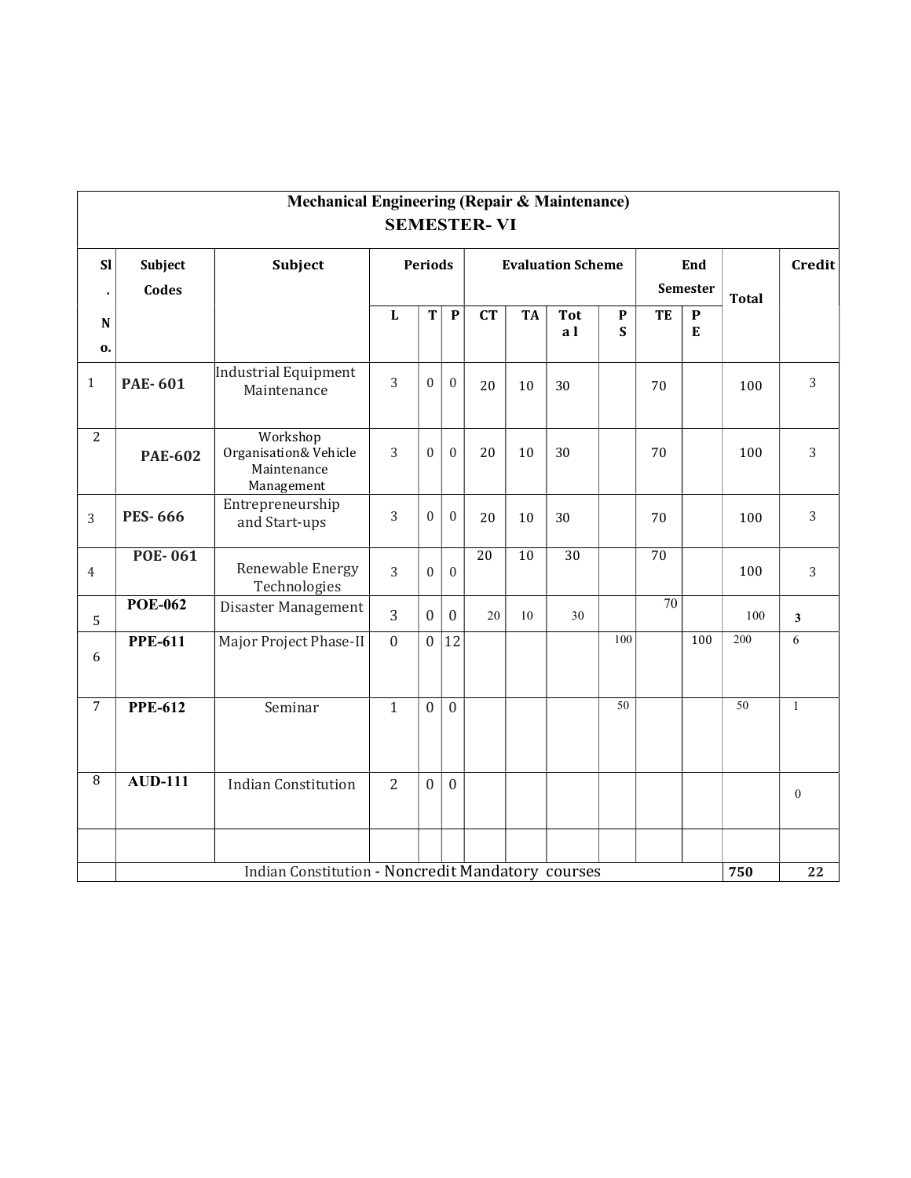## Mechanical Engineering (Repair & Maintenance)

### SEMESTER- VI

| Sl. No. | Subject Codes | Subject | Periods | | | Evaluation Scheme | | | | End Semester | | Total | Credit |
|---|---|---|---|---|---|---|---|---|---|---|---|---|---|
| | | | L | T | P | CT | TA | Total | PS | TE | PE | | |
| 1 | **PAE- 601** | Industrial Equipment Maintenance | 3 | 0 | 0 | 20 | 10 | 30 | | 70 | | 100 | 3 |
| 2 | **PAE-602** | Workshop Organisation& Vehicle Maintenance Management | 3 | 0 | 0 | 20 | 10 | 30 | | 70 | | 100 | 3 |
| 3 | **PES- 666** | Entrepreneurship and Start-ups | 3 | 0 | 0 | 20 | 10 | 30 | | 70 | | 100 | 3 |
| 4 | **POE- 061** | Renewable Energy Technologies | 3 | 0 | 0 | 20 | 10 | 30 | | 70 | | 100 | 3 |
| 5 | **POE-062** | Disaster Management | 3 | 0 | 0 | 20 | 10 | 30 | | 70 | | 100 | **3** |
| 6 | **PPE-611** | Major Project Phase-II | 0 | 0 | 12 | | | | 100 | | 100 | 200 | 6 |
| 7 | **PPE-612** | Seminar | 1 | 0 | 0 | | | | 50 | | | 50 | 1 |
| 8 | **AUD-111** | Indian Constitution | 2 | 0 | 0 | | | | | | | | 0 |
| | | | | | | | | | | | | | |
| | Indian Constitution - Noncredit Mandatory courses | | | | | | | | | | | **750** | **22** |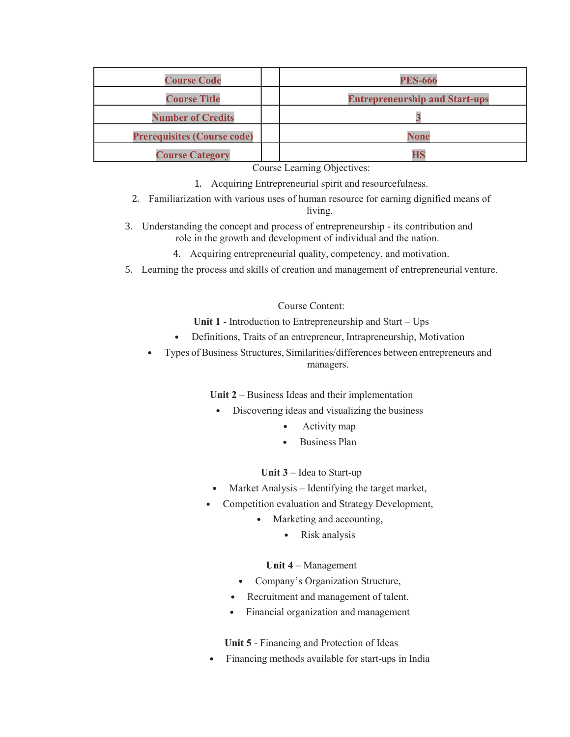| | | |
|---|---|---|
| **Course Code** | | **PES-666** |
| **Course Title** | | **Entrepreneurship and Start-ups** |
| **Number of Credits** | | **3** |
| **Prerequisites (Course code)** | | **None** |
| **Course Category** | | **HS** |

Course Learning Objectives:

1. Acquiring Entrepreneurial spirit and resourcefulness.
2. Familiarization with various uses of human resource for earning dignified means of living.
3. Understanding the concept and process of entrepreneurship - its contribution and role in the growth and development of individual and the nation.
4. Acquiring entrepreneurial quality, competency, and motivation.
5. Learning the process and skills of creation and management of entrepreneurial venture.

Course Content:

**Unit 1** - Introduction to Entrepreneurship and Start – Ups

- Definitions, Traits of an entrepreneur, Intrapreneurship, Motivation
- Types of Business Structures, Similarities/differences between entrepreneurs and managers.

**Unit 2** – Business Ideas and their implementation

- Discovering ideas and visualizing the business
- Activity map
- Business Plan

**Unit 3** – Idea to Start-up

- Market Analysis – Identifying the target market,
- Competition evaluation and Strategy Development,
- Marketing and accounting,
- Risk analysis

**Unit 4** – Management

- Company's Organization Structure,
- Recruitment and management of talent.
- Financial organization and management

**Unit 5** - Financing and Protection of Ideas

- Financing methods available for start-ups in India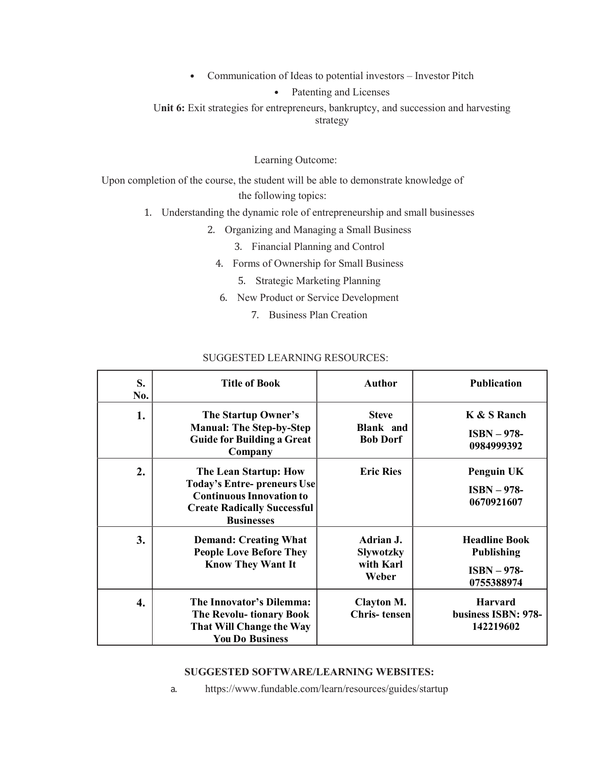- Communication of Ideas to potential investors – Investor Pitch
- Patenting and Licenses

U**nit 6:** Exit strategies for entrepreneurs, bankruptcy, and succession and harvesting strategy

Learning Outcome:

Upon completion of the course, the student will be able to demonstrate knowledge of the following topics:

1. Understanding the dynamic role of entrepreneurship and small businesses
2. Organizing and Managing a Small Business
3. Financial Planning and Control
4. Forms of Ownership for Small Business
5. Strategic Marketing Planning
6. New Product or Service Development
7. Business Plan Creation

SUGGESTED LEARNING RESOURCES:

| S. No. | Title of Book | Author | Publication |
|---|---|---|---|
| **1.** | **The Startup Owner's Manual: The Step-by-Step Guide for Building a Great Company** | **Steve Blank and Bob Dorf** | **K & S Ranch**<br>**ISBN – 978-0984999392** |
| **2.** | **The Lean Startup: How Today's Entre- preneurs Use Continuous Innovation to Create Radically Successful Businesses** | **Eric Ries** | **Penguin UK**<br>**ISBN – 978-0670921607** |
| **3.** | **Demand: Creating What People Love Before They Know They Want It** | **Adrian J. Slywotzky with Karl Weber** | **Headline Book Publishing**<br>**ISBN – 978-0755388974** |
| **4.** | **The Innovator's Dilemma: The Revolu- tionary Book That Will Change the Way You Do Business** | **Clayton M. Chris- tensen** | **Harvard business ISBN: 978-142219602** |

**SUGGESTED SOFTWARE/LEARNING WEBSITES:**

a. https://www.fundable.com/learn/resources/guides/startup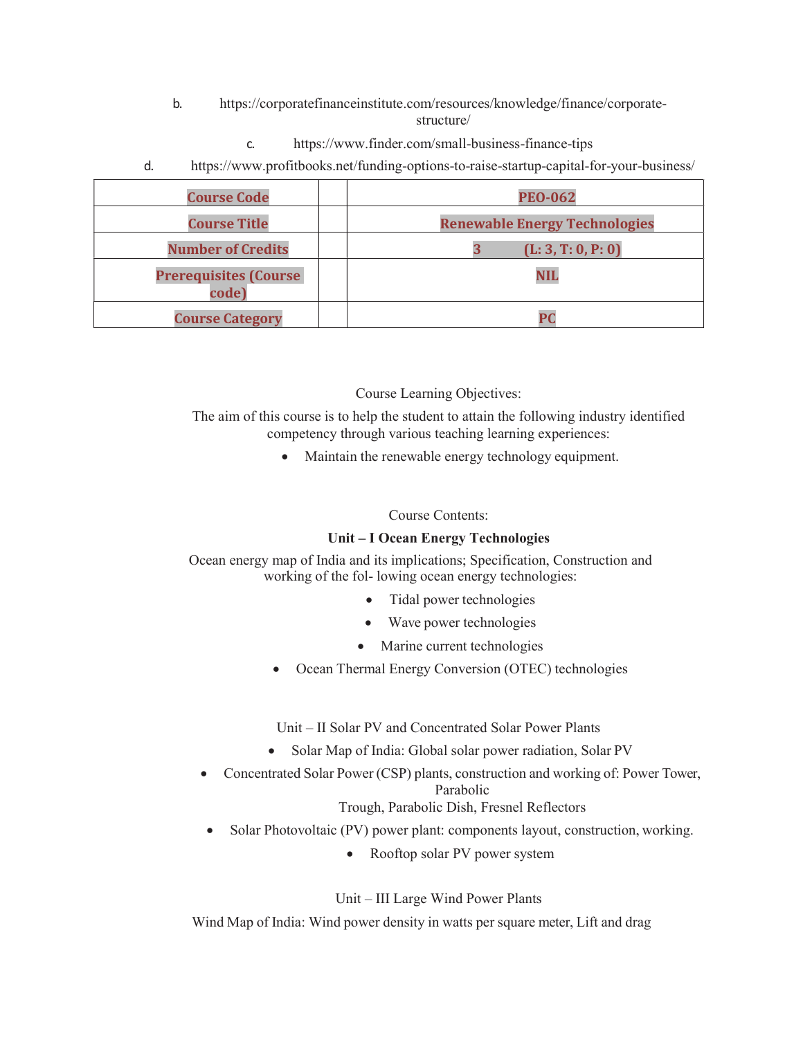b. https://corporatefinanceinstitute.com/resources/knowledge/finance/corporate-structure/

c. https://www.finder.com/small-business-finance-tips

d. https://www.profitbooks.net/funding-options-to-raise-startup-capital-for-your-business/

| | | |
|---|---|---|
| **Course Code** | | **PEO-062** |
| **Course Title** | | **Renewable Energy Technologies** |
| **Number of Credits** | | **3 (L: 3, T: 0, P: 0)** |
| **Prerequisites (Course code)** | | **NIL** |
| **Course Category** | | **PC** |

Course Learning Objectives:

The aim of this course is to help the student to attain the following industry identified competency through various teaching learning experiences:

- Maintain the renewable energy technology equipment.

Course Contents:

**Unit – I Ocean Energy Technologies**

Ocean energy map of India and its implications; Specification, Construction and working of the fol- lowing ocean energy technologies:

- Tidal power technologies
- Wave power technologies
- Marine current technologies
- Ocean Thermal Energy Conversion (OTEC) technologies

Unit – II Solar PV and Concentrated Solar Power Plants

- Solar Map of India: Global solar power radiation, Solar PV
- Concentrated Solar Power (CSP) plants, construction and working of: Power Tower, Parabolic Trough, Parabolic Dish, Fresnel Reflectors
- Solar Photovoltaic (PV) power plant: components layout, construction, working.
- Rooftop solar PV power system

Unit – III Large Wind Power Plants

Wind Map of India: Wind power density in watts per square meter, Lift and drag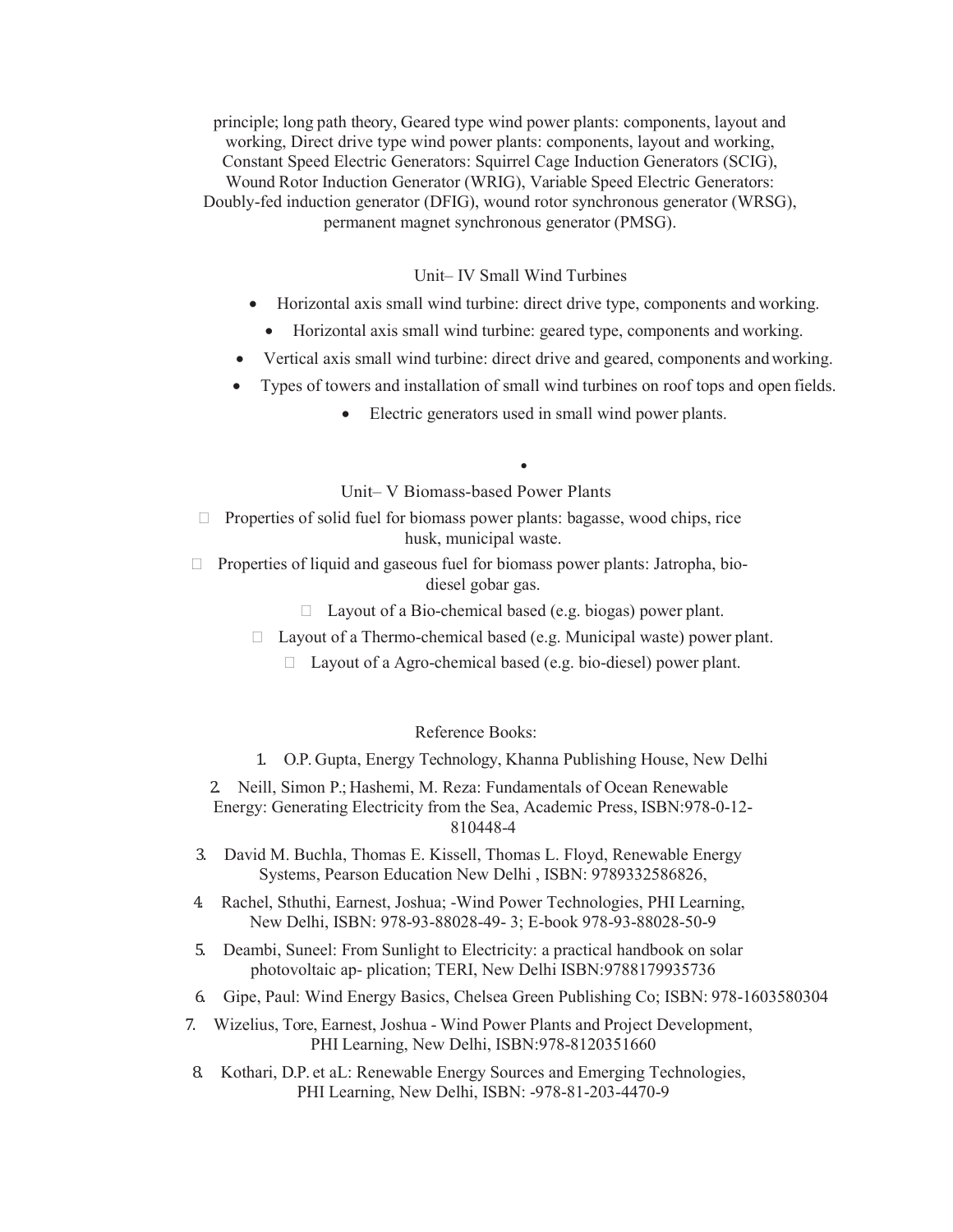principle; long path theory, Geared type wind power plants: components, layout and working, Direct drive type wind power plants: components, layout and working, Constant Speed Electric Generators: Squirrel Cage Induction Generators (SCIG), Wound Rotor Induction Generator (WRIG), Variable Speed Electric Generators: Doubly-fed induction generator (DFIG), wound rotor synchronous generator (WRSG), permanent magnet synchronous generator (PMSG).

## Unit– IV Small Wind Turbines

- Horizontal axis small wind turbine: direct drive type, components and working.
- Horizontal axis small wind turbine: geared type, components and working.
- Vertical axis small wind turbine: direct drive and geared, components and working.
- Types of towers and installation of small wind turbines on roof tops and open fields.
- Electric generators used in small wind power plants.

## Unit– V Biomass-based Power Plants

- Properties of solid fuel for biomass power plants: bagasse, wood chips, rice husk, municipal waste.
- Properties of liquid and gaseous fuel for biomass power plants: Jatropha, bio-diesel gobar gas.
- Layout of a Bio-chemical based (e.g. biogas) power plant.
- Layout of a Thermo-chemical based (e.g. Municipal waste) power plant.
- Layout of a Agro-chemical based (e.g. bio-diesel) power plant.

## Reference Books:

1. O.P. Gupta, Energy Technology, Khanna Publishing House, New Delhi
2. Neill, Simon P.; Hashemi, M. Reza: Fundamentals of Ocean Renewable Energy: Generating Electricity from the Sea, Academic Press, ISBN:978-0-12-810448-4
3. David M. Buchla, Thomas E. Kissell, Thomas L. Floyd, Renewable Energy Systems, Pearson Education New Delhi , ISBN: 9789332586826,
4. Rachel, Sthuthi, Earnest, Joshua; -Wind Power Technologies, PHI Learning, New Delhi, ISBN: 978-93-88028-49- 3; E-book 978-93-88028-50-9
5. Deambi, Suneel: From Sunlight to Electricity: a practical handbook on solar photovoltaic ap- plication; TERI, New Delhi ISBN:9788179935736
6. Gipe, Paul: Wind Energy Basics, Chelsea Green Publishing Co; ISBN: 978-1603580304
7. Wizelius, Tore, Earnest, Joshua - Wind Power Plants and Project Development, PHI Learning, New Delhi, ISBN:978-8120351660
8. Kothari, D.P. et aL: Renewable Energy Sources and Emerging Technologies, PHI Learning, New Delhi, ISBN: -978-81-203-4470-9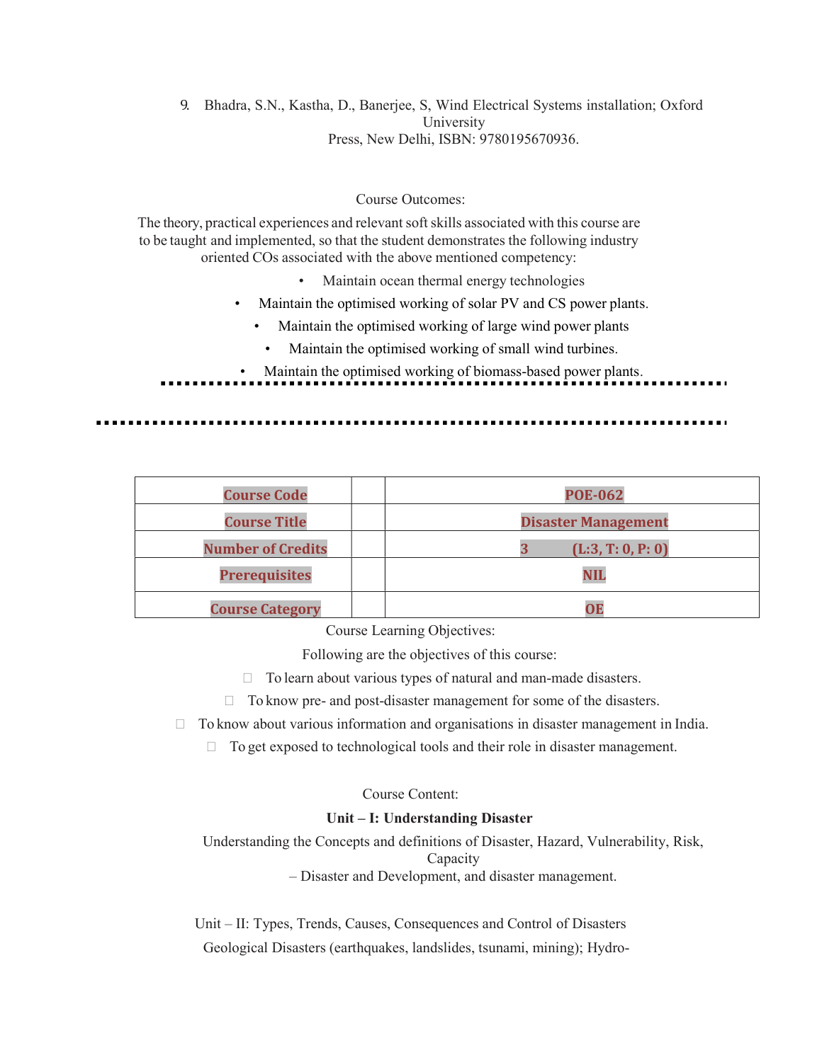9. Bhadra, S.N., Kastha, D., Banerjee, S, Wind Electrical Systems installation; Oxford University Press, New Delhi, ISBN: 9780195670936.

Course Outcomes:

The theory, practical experiences and relevant soft skills associated with this course are to be taught and implemented, so that the student demonstrates the following industry oriented COs associated with the above mentioned competency:

- Maintain ocean thermal energy technologies
- Maintain the optimised working of solar PV and CS power plants.
- Maintain the optimised working of large wind power plants
- Maintain the optimised working of small wind turbines.
- Maintain the optimised working of biomass-based power plants.

---

---

| | | |
|---|---|---|
| **Course Code** | | **POE-062** |
| **Course Title** | | **Disaster Management** |
| **Number of Credits** | | **3 (L:3, T: 0, P: 0)** |
| **Prerequisites** | | **NIL** |
| **Course Category** | | **OE** |

Course Learning Objectives:

Following are the objectives of this course:

- To learn about various types of natural and man-made disasters.
- To know pre- and post-disaster management for some of the disasters.
- To know about various information and organisations in disaster management in India.
- To get exposed to technological tools and their role in disaster management.

Course Content:

**Unit – I: Understanding Disaster**

Understanding the Concepts and definitions of Disaster, Hazard, Vulnerability, Risk, Capacity – Disaster and Development, and disaster management.

Unit – II: Types, Trends, Causes, Consequences and Control of Disasters

Geological Disasters (earthquakes, landslides, tsunami, mining); Hydro-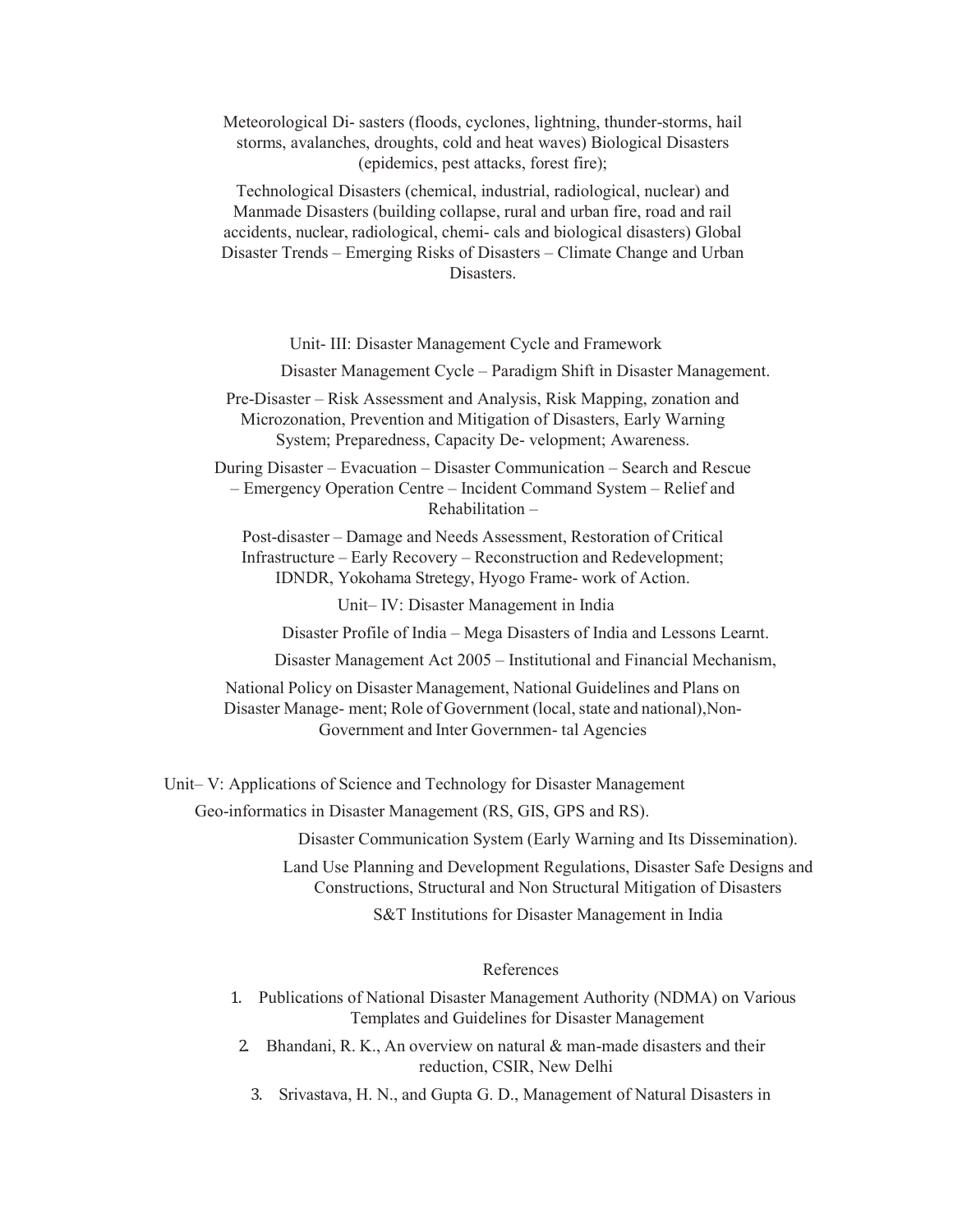Meteorological Di- sasters (floods, cyclones, lightning, thunder-storms, hail storms, avalanches, droughts, cold and heat waves) Biological Disasters (epidemics, pest attacks, forest fire);

Technological Disasters (chemical, industrial, radiological, nuclear) and Manmade Disasters (building collapse, rural and urban fire, road and rail accidents, nuclear, radiological, chemi- cals and biological disasters) Global Disaster Trends – Emerging Risks of Disasters – Climate Change and Urban Disasters.

## Unit- III: Disaster Management Cycle and Framework

Disaster Management Cycle – Paradigm Shift in Disaster Management.

Pre-Disaster – Risk Assessment and Analysis, Risk Mapping, zonation and Microzonation, Prevention and Mitigation of Disasters, Early Warning System; Preparedness, Capacity De- velopment; Awareness.

During Disaster – Evacuation – Disaster Communication – Search and Rescue – Emergency Operation Centre – Incident Command System – Relief and Rehabilitation –

Post-disaster – Damage and Needs Assessment, Restoration of Critical Infrastructure – Early Recovery – Reconstruction and Redevelopment; IDNDR, Yokohama Stretegy, Hyogo Frame- work of Action.

## Unit– IV: Disaster Management in India

Disaster Profile of India – Mega Disasters of India and Lessons Learnt.

Disaster Management Act 2005 – Institutional and Financial Mechanism,

National Policy on Disaster Management, National Guidelines and Plans on Disaster Manage- ment; Role of Government (local, state and national),Non-Government and Inter Governmen- tal Agencies

## Unit– V: Applications of Science and Technology for Disaster Management

Geo-informatics in Disaster Management (RS, GIS, GPS and RS).

Disaster Communication System (Early Warning and Its Dissemination).

Land Use Planning and Development Regulations, Disaster Safe Designs and Constructions, Structural and Non Structural Mitigation of Disasters

S&T Institutions for Disaster Management in India

## References

1. Publications of National Disaster Management Authority (NDMA) on Various Templates and Guidelines for Disaster Management
2. Bhandani, R. K., An overview on natural & man-made disasters and their reduction, CSIR, New Delhi
3. Srivastava, H. N., and Gupta G. D., Management of Natural Disasters in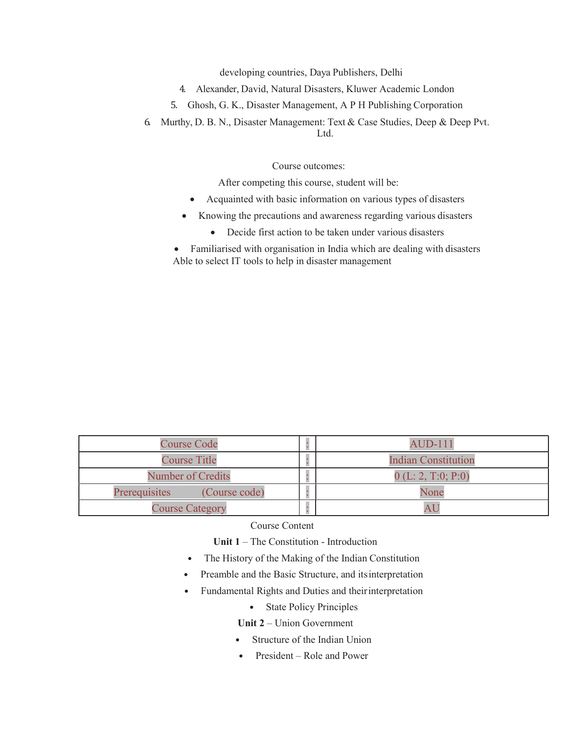developing countries, Daya Publishers, Delhi

4. Alexander, David, Natural Disasters, Kluwer Academic London
5. Ghosh, G. K., Disaster Management, A P H Publishing Corporation
6. Murthy, D. B. N., Disaster Management: Text & Case Studies, Deep & Deep Pvt. Ltd.

Course outcomes:

After competing this course, student will be:

- Acquainted with basic information on various types of disasters
- Knowing the precautions and awareness regarding various disasters
- Decide first action to be taken under various disasters
- Familiarised with organisation in India which are dealing with disasters Able to select IT tools to help in disaster management

| | | |
|---|---|---|
| Course Code | : | AUD-111 |
| Course Title | : | Indian Constitution |
| Number of Credits | : | 0 (L: 2, T:0; P:0) |
| Prerequisites (Course code) | : | None |
| Course Category | : | AU |

Course Content

**Unit 1** – The Constitution - Introduction

- The History of the Making of the Indian Constitution
- Preamble and the Basic Structure, and its interpretation
- Fundamental Rights and Duties and their interpretation
- State Policy Principles

**Unit 2** – Union Government

- Structure of the Indian Union
- President – Role and Power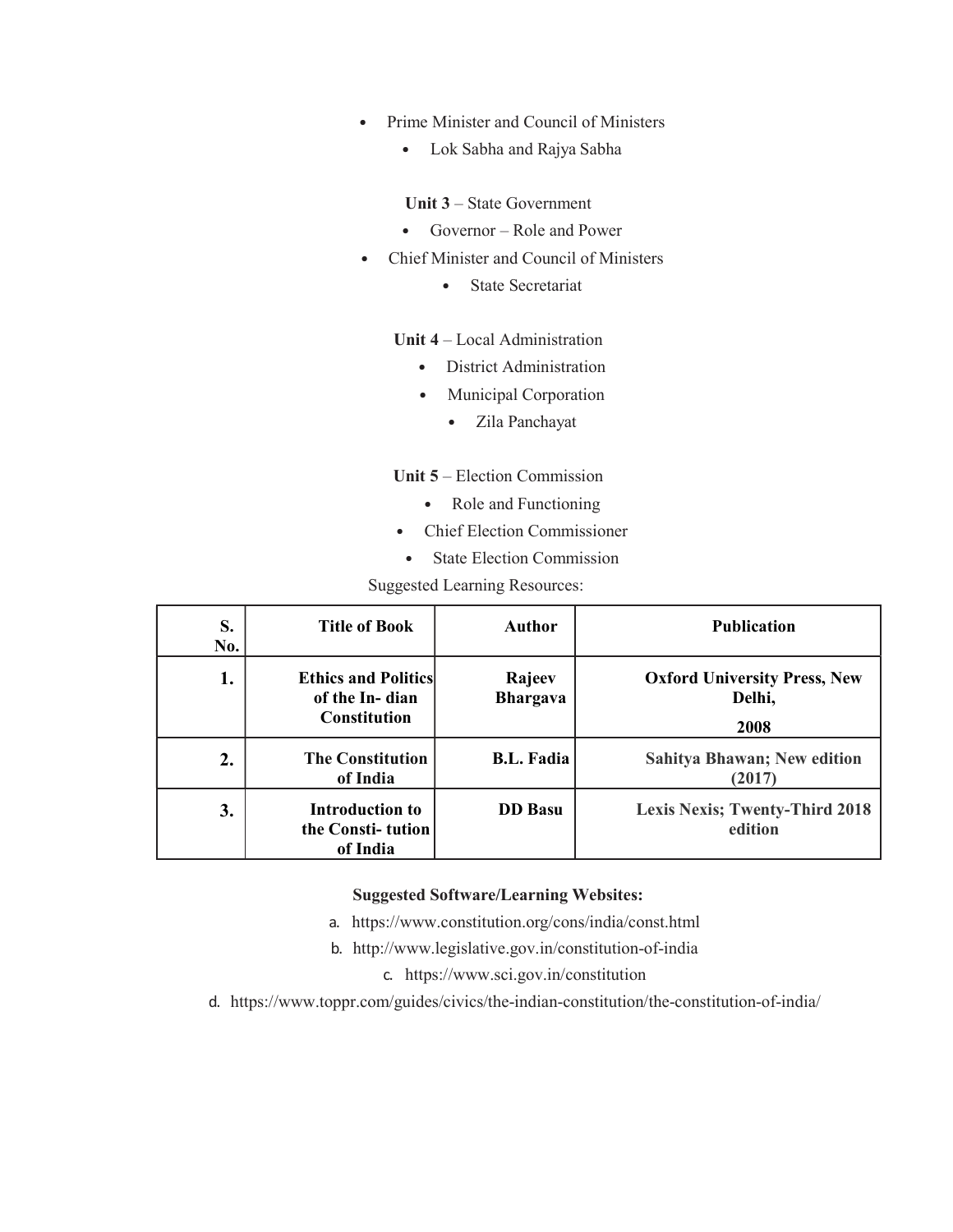- Prime Minister and Council of Ministers
- Lok Sabha and Rajya Sabha

**Unit 3** – State Government

- Governor – Role and Power
- Chief Minister and Council of Ministers
- State Secretariat

**Unit 4** – Local Administration

- District Administration
- Municipal Corporation
- Zila Panchayat

**Unit 5** – Election Commission

- Role and Functioning
- Chief Election Commissioner
- State Election Commission

Suggested Learning Resources:

| S. No. | Title of Book | Author | Publication |
|---|---|---|---|
| **1.** | **Ethics and Politics of the In- dian Constitution** | **Rajeev Bhargava** | **Oxford University Press, New Delhi, 2008** |
| **2.** | **The Constitution of India** | **B.L. Fadia** | **Sahitya Bhawan; New edition (2017)** |
| **3.** | **Introduction to the Consti- tution of India** | **DD Basu** | **Lexis Nexis; Twenty-Third 2018 edition** |

**Suggested Software/Learning Websites:**

a. https://www.constitution.org/cons/india/const.html
b. http://www.legislative.gov.in/constitution-of-india
c. https://www.sci.gov.in/constitution
d. https://www.toppr.com/guides/civics/the-indian-constitution/the-constitution-of-india/